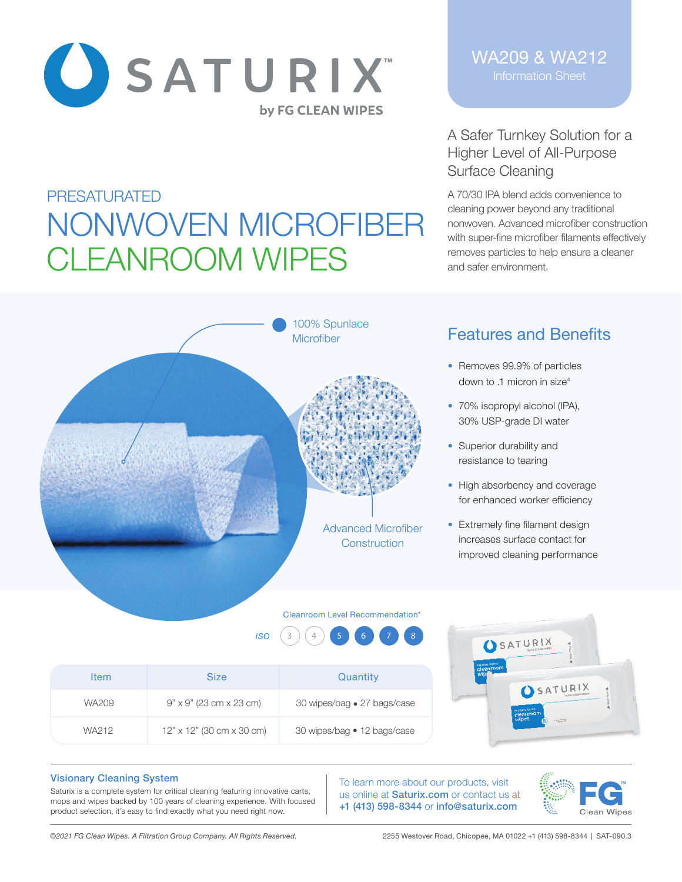# SATURIX™

by FG CLEAN WIPES

WA209 & WA212
Information Sheet

## PRESATURATED NONWOVEN MICROFIBER CLEANROOM WIPES

### A Safer Turnkey Solution for a Higher Level of All-Purpose Surface Cleaning

A 70/30 IPA blend adds convenience to cleaning power beyond any traditional nonwoven. Advanced microfiber construction with super-fine microfiber filaments effectively removes particles to help ensure a cleaner and safer environment.

100% Spunlace Microfiber

Advanced Microfiber Construction

## Features and Benefits

- Removes 99.9% of particles down to .1 micron in size[4]
- 70% isopropyl alcohol (IPA), 30% USP-grade DI water
- Superior durability and resistance to tearing
- High absorbency and coverage for enhanced worker efficiency
- Extremely fine filament design increases surface contact for improved cleaning performance

Cleanroom Level Recommendation*

ISO 3 4 **5 6 7 8**

| Item | Size | Quantity |
|---|---|---|
| WA209 | 9" x 9" (23 cm x 23 cm) | 30 wipes/bag • 27 bags/case |
| WA212 | 12" x 12" (30 cm x 30 cm) | 30 wipes/bag • 12 bags/case |

### Visionary Cleaning System

Saturix is a complete system for critical cleaning featuring innovative carts, mops and wipes backed by 100 years of cleaning experience. With focused product selection, it's easy to find exactly what you need right now.

To learn more about our products, visit us online at **Saturix.com** or contact us at **+1 (413) 598-8344** or **info@saturix.com**

FG™ Clean Wipes

*©2021 FG Clean Wipes. A Filtration Group Company. All Rights Reserved.*

2255 Westover Road, Chicopee, MA 01022 +1 (413) 598-8344 | SAT-090.3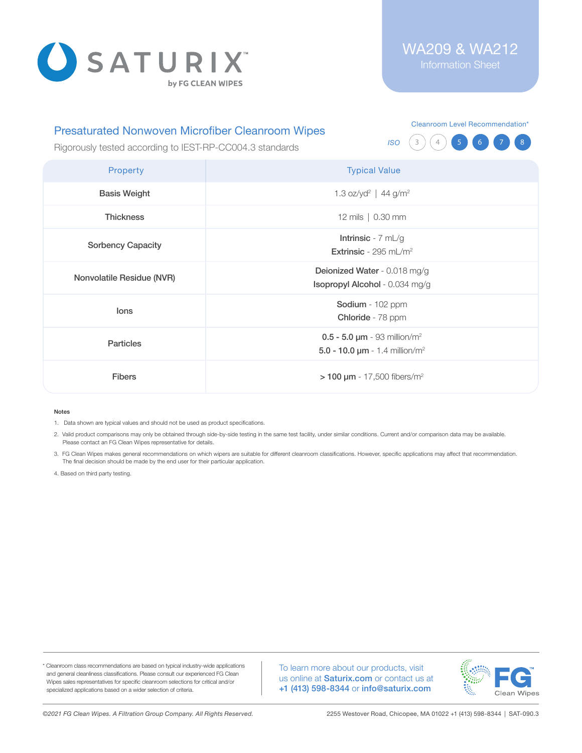SATURIX™ by FG CLEAN WIPES

# WA209 & WA212

Information Sheet

## Presaturated Nonwoven Microfiber Cleanroom Wipes

Rigorously tested according to IEST-RP-CC004.3 standards

Cleanroom Level Recommendation*

ISO 3 4 **5** **6** **7** **8**

| Property | Typical Value |
|---|---|
| Basis Weight | 1.3 oz/yd² \| 44 g/m² |
| Thickness | 12 mils \| 0.30 mm |
| Sorbency Capacity | **Intrinsic** - 7 mL/g<br>**Extrinsic** - 295 mL/m² |
| Nonvolatile Residue (NVR) | **Deionized Water** - 0.018 mg/g<br>**Isopropyl Alcohol** - 0.034 mg/g |
| Ions | **Sodium** - 102 ppm<br>**Chloride** - 78 ppm |
| Particles | **0.5 - 5.0 µm** - 93 million/m²<br>**5.0 - 10.0 µm** - 1.4 million/m² |
| Fibers | **> 100 µm** - 17,500 fibers/m² |

**Notes**

1. Data shown are typical values and should not be used as product specifications.
2. Valid product comparisons may only be obtained through side-by-side testing in the same test facility, under similar conditions. Current and/or comparison data may be available. Please contact an FG Clean Wipes representative for details.
3. FG Clean Wipes makes general recommendations on which wipers are suitable for different cleanroom classifications. However, specific applications may affect that recommendation. The final decision should be made by the end user for their particular application.
4. Based on third party testing.

\* Cleanroom class recommendations are based on typical industry-wide applications and general cleanliness classifications. Please consult our experienced FG Clean Wipes sales representatives for specific cleanroom selections for critical and/or specialized applications based on a wider selection of criteria.

To learn more about our products, visit us online at **Saturix.com** or contact us at **+1 (413) 598-8344** or **info@saturix.com**

FG™ Clean Wipes

*©2021 FG Clean Wipes. A Filtration Group Company. All Rights Reserved.*

2255 Westover Road, Chicopee, MA 01022 +1 (413) 598-8344 | SAT-090.3